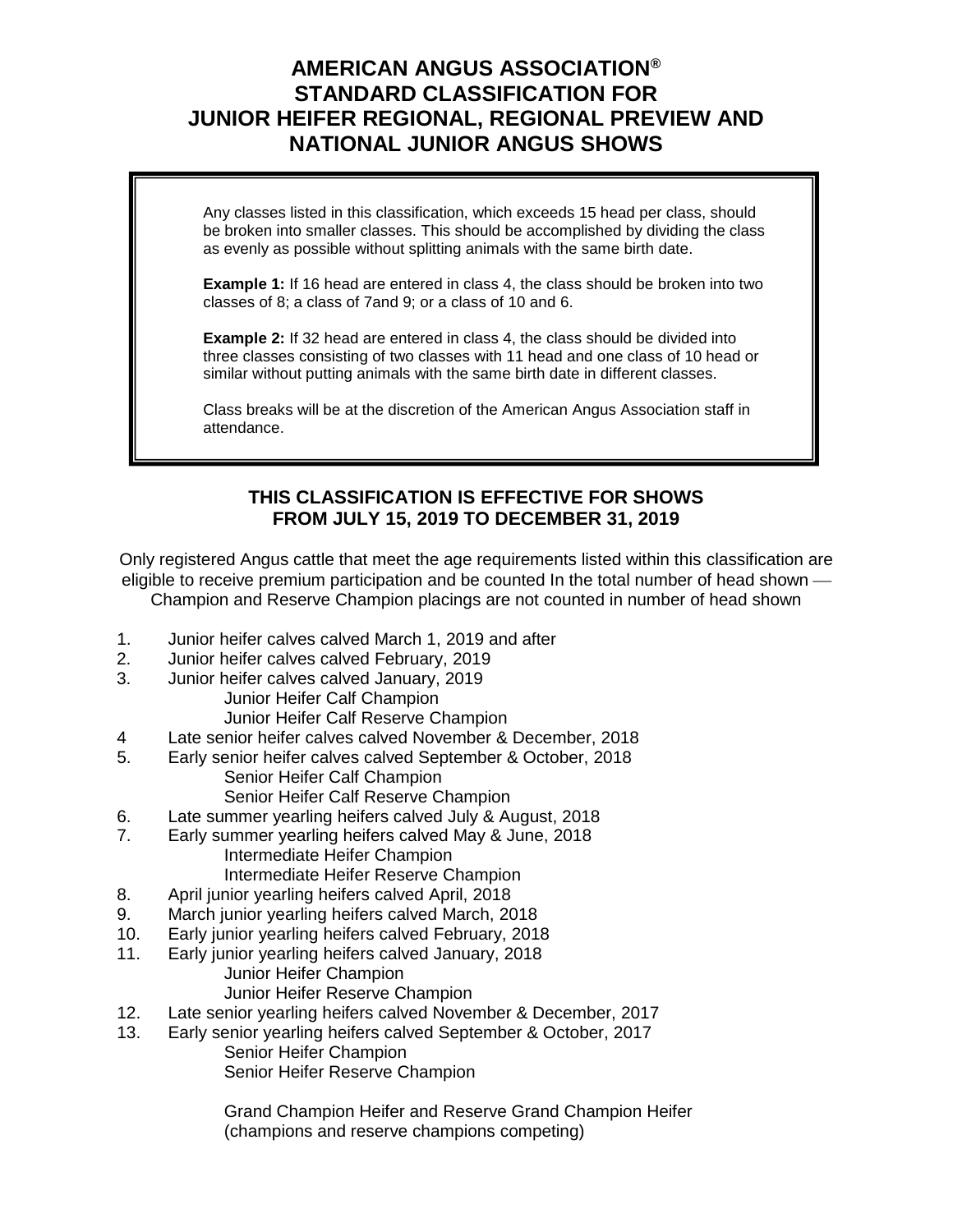# AMERICAN ANGUS ASSOCIATION®
# STANDARD CLASSIFICATION FOR
# JUNIOR HEIFER REGIONAL, REGIONAL PREVIEW AND
# NATIONAL JUNIOR ANGUS SHOWS

Any classes listed in this classification, which exceeds 15 head per class, should be broken into smaller classes. This should be accomplished by dividing the class as evenly as possible without splitting animals with the same birth date.

**Example 1:** If 16 head are entered in class 4, the class should be broken into two classes of 8; a class of 7and 9; or a class of 10 and 6.

**Example 2:** If 32 head are entered in class 4, the class should be divided into three classes consisting of two classes with 11 head and one class of 10 head or similar without putting animals with the same birth date in different classes.

Class breaks will be at the discretion of the American Angus Association staff in attendance.

**THIS CLASSIFICATION IS EFFECTIVE FOR SHOWS FROM JULY 15, 2019 TO DECEMBER 31, 2019**

Only registered Angus cattle that meet the age requirements listed within this classification are eligible to receive premium participation and be counted In the total number of head shown — Champion and Reserve Champion placings are not counted in number of head shown

1. Junior heifer calves calved March 1, 2019 and after
2. Junior heifer calves calved February, 2019
3. Junior heifer calves calved January, 2019
   - Junior Heifer Calf Champion
   - Junior Heifer Calf Reserve Champion
4. Late senior heifer calves calved November & December, 2018
5. Early senior heifer calves calved September & October, 2018
   - Senior Heifer Calf Champion
   - Senior Heifer Calf Reserve Champion
6. Late summer yearling heifers calved July & August, 2018
7. Early summer yearling heifers calved May & June, 2018
   - Intermediate Heifer Champion
   - Intermediate Heifer Reserve Champion
8. April junior yearling heifers calved April, 2018
9. March junior yearling heifers calved March, 2018
10. Early junior yearling heifers calved February, 2018
11. Early junior yearling heifers calved January, 2018
    - Junior Heifer Champion
    - Junior Heifer Reserve Champion
12. Late senior yearling heifers calved November & December, 2017
13. Early senior yearling heifers calved September & October, 2017
    - Senior Heifer Champion
    - Senior Heifer Reserve Champion

Grand Champion Heifer and Reserve Grand Champion Heifer (champions and reserve champions competing)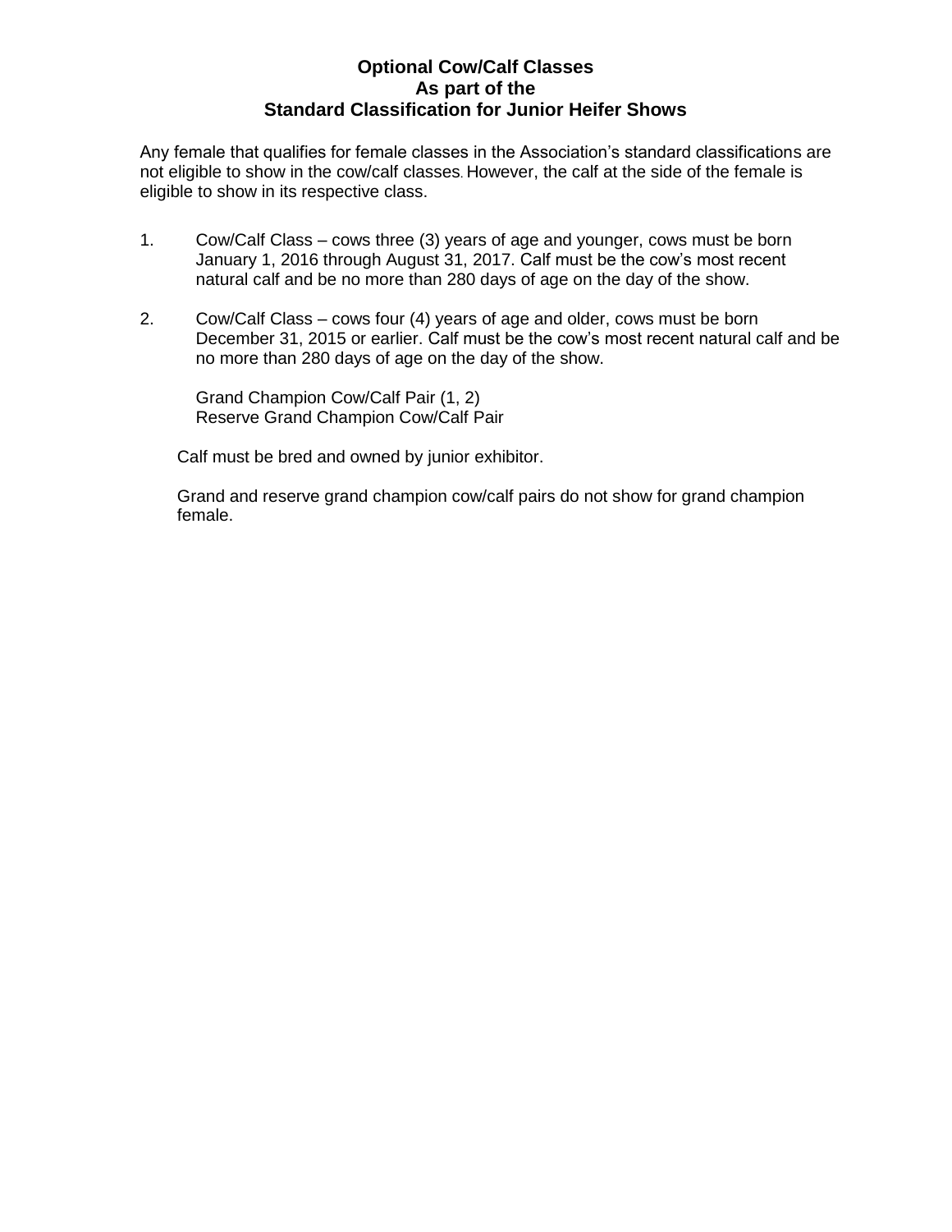# Optional Cow/Calf Classes
# As part of the
# Standard Classification for Junior Heifer Shows

Any female that qualifies for female classes in the Association's standard classifications are not eligible to show in the cow/calf classes. However, the calf at the side of the female is eligible to show in its respective class.

1. Cow/Calf Class – cows three (3) years of age and younger, cows must be born January 1, 2016 through August 31, 2017. Calf must be the cow's most recent natural calf and be no more than 280 days of age on the day of the show.

2. Cow/Calf Class – cows four (4) years of age and older, cows must be born December 31, 2015 or earlier. Calf must be the cow's most recent natural calf and be no more than 280 days of age on the day of the show.

   Grand Champion Cow/Calf Pair (1, 2)
   Reserve Grand Champion Cow/Calf Pair

Calf must be bred and owned by junior exhibitor.

Grand and reserve grand champion cow/calf pairs do not show for grand champion female.